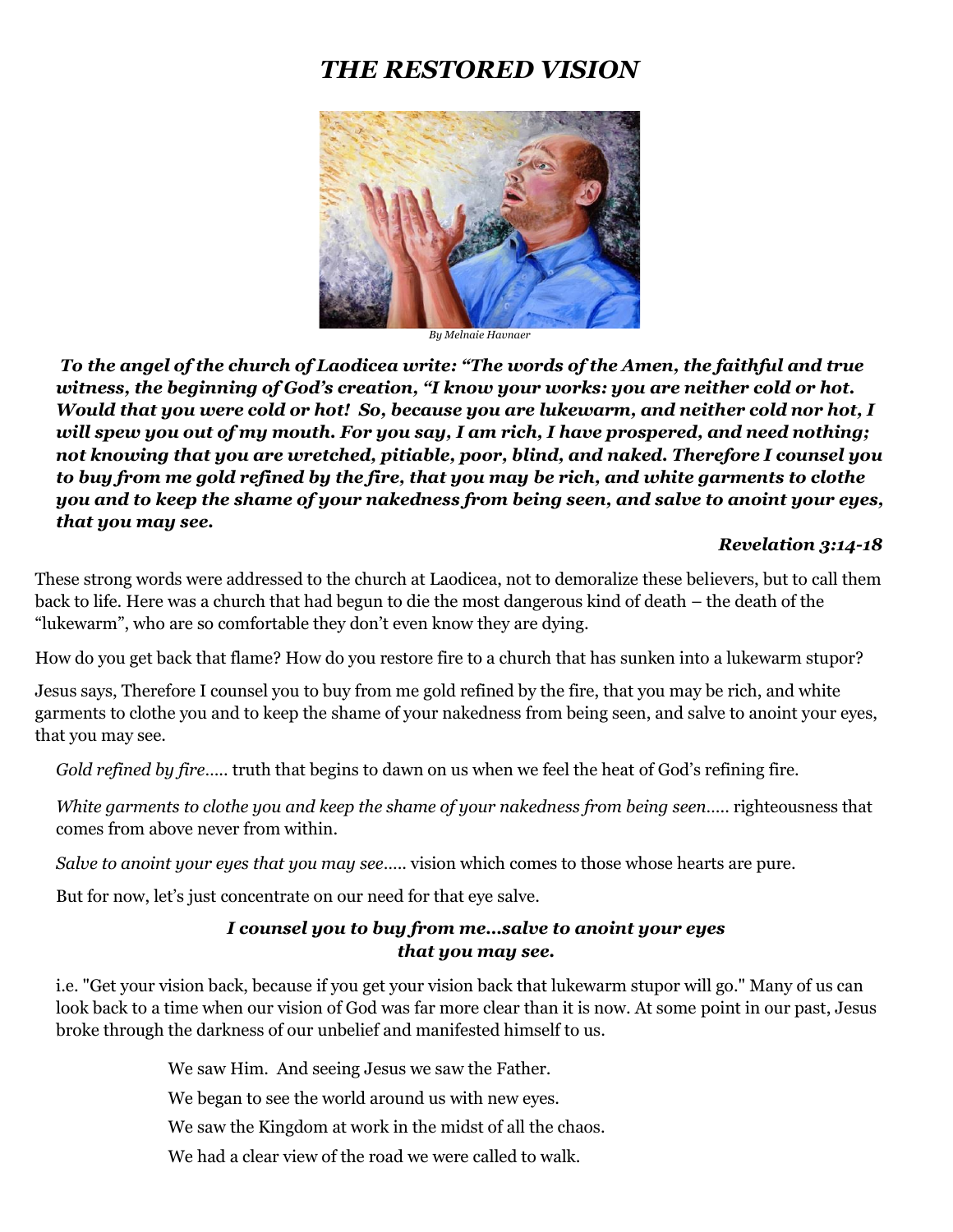# *THE RESTORED VISION*

*By Melnaie Havnaer*

***To the angel of the church of Laodicea write: "The words of the Amen, the faithful and true witness, the beginning of God's creation, "I know your works: you are neither cold or hot. Would that you were cold or hot! So, because you are lukewarm, and neither cold nor hot, I will spew you out of my mouth. For you say, I am rich, I have prospered, and need nothing; not knowing that you are wretched, pitiable, poor, blind, and naked. Therefore I counsel you to buy from me gold refined by the fire, that you may be rich, and white garments to clothe you and to keep the shame of your nakedness from being seen, and salve to anoint your eyes, that you may see.***

***Revelation 3:14-18***

These strong words were addressed to the church at Laodicea, not to demoralize these believers, but to call them back to life. Here was a church that had begun to die the most dangerous kind of death – the death of the "lukewarm", who are so comfortable they don't even know they are dying.

How do you get back that flame? How do you restore fire to a church that has sunken into a lukewarm stupor?

Jesus says, Therefore I counsel you to buy from me gold refined by the fire, that you may be rich, and white garments to clothe you and to keep the shame of your nakedness from being seen, and salve to anoint your eyes, that you may see.

*Gold refined by fire*….. truth that begins to dawn on us when we feel the heat of God's refining fire.

*White garments to clothe you and keep the shame of your nakedness from being seen*….. righteousness that comes from above never from within.

*Salve to anoint your eyes that you may see*….. vision which comes to those whose hearts are pure.

But for now, let's just concentrate on our need for that eye salve.

***I counsel you to buy from me…salve to anoint your eyes that you may see.***

i.e. "Get your vision back, because if you get your vision back that lukewarm stupor will go." Many of us can look back to a time when our vision of God was far more clear than it is now. At some point in our past, Jesus broke through the darkness of our unbelief and manifested himself to us.

We saw Him. And seeing Jesus we saw the Father.

We began to see the world around us with new eyes.

We saw the Kingdom at work in the midst of all the chaos.

We had a clear view of the road we were called to walk.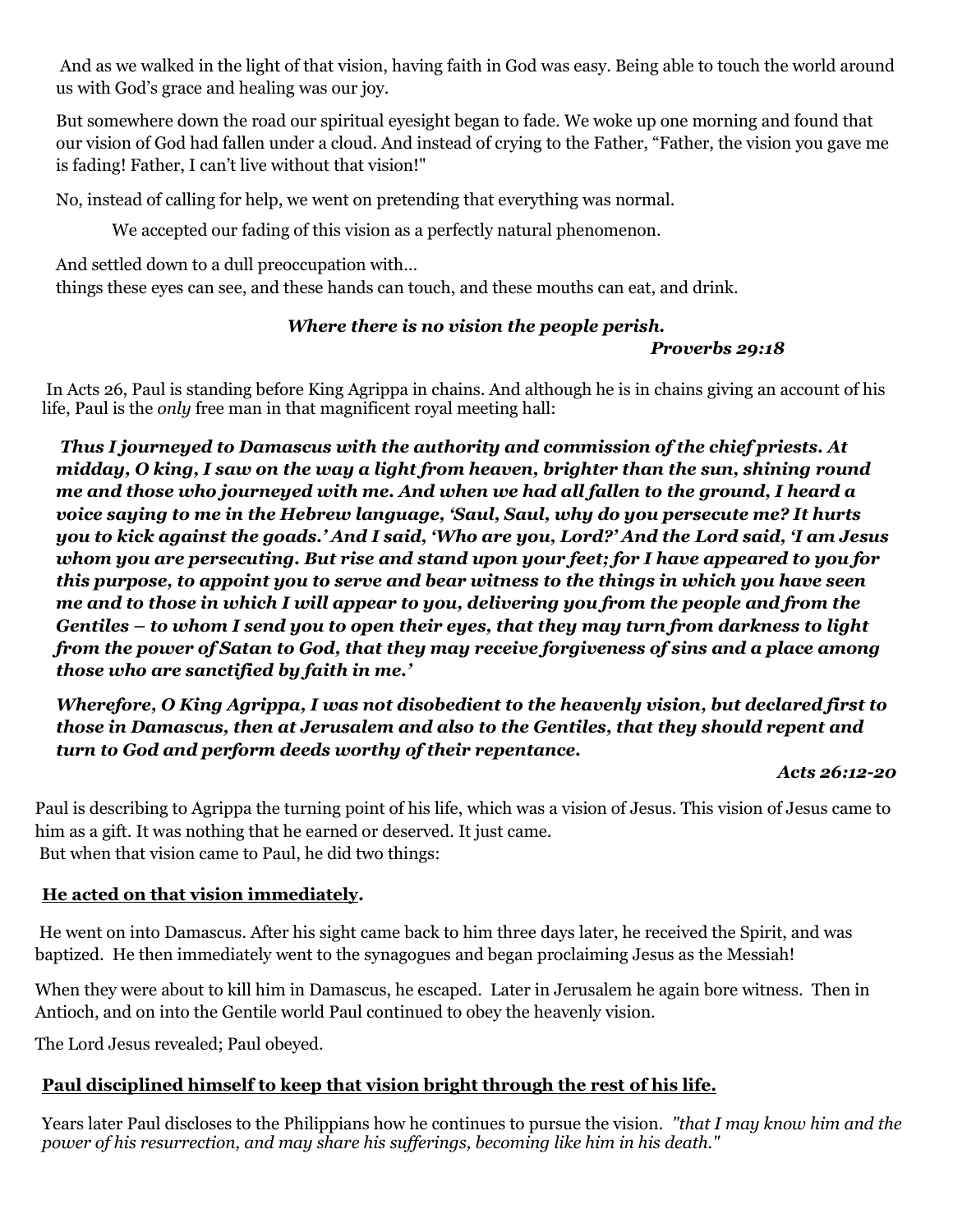And as we walked in the light of that vision, having faith in God was easy. Being able to touch the world around us with God's grace and healing was our joy.

But somewhere down the road our spiritual eyesight began to fade. We woke up one morning and found that our vision of God had fallen under a cloud. And instead of crying to the Father, "Father, the vision you gave me is fading! Father, I can't live without that vision!"

No, instead of calling for help, we went on pretending that everything was normal.

We accepted our fading of this vision as a perfectly natural phenomenon.

And settled down to a dull preoccupation with…
things these eyes can see, and these hands can touch, and these mouths can eat, and drink.

***Where there is no vision the people perish.***
***Proverbs 29:18***

In Acts 26, Paul is standing before King Agrippa in chains. And although he is in chains giving an account of his life, Paul is the *only* free man in that magnificent royal meeting hall:

***Thus I journeyed to Damascus with the authority and commission of the chief priests. At midday, O king, I saw on the way a light from heaven, brighter than the sun, shining round me and those who journeyed with me. And when we had all fallen to the ground, I heard a voice saying to me in the Hebrew language, 'Saul, Saul, why do you persecute me? It hurts you to kick against the goads.' And I said, 'Who are you, Lord?' And the Lord said, 'I am Jesus whom you are persecuting. But rise and stand upon your feet; for I have appeared to you for this purpose, to appoint you to serve and bear witness to the things in which you have seen me and to those in which I will appear to you, delivering you from the people and from the Gentiles – to whom I send you to open their eyes, that they may turn from darkness to light from the power of Satan to God, that they may receive forgiveness of sins and a place among those who are sanctified by faith in me.'***

***Wherefore, O King Agrippa, I was not disobedient to the heavenly vision, but declared first to those in Damascus, then at Jerusalem and also to the Gentiles, that they should repent and turn to God and perform deeds worthy of their repentance.***

***Acts 26:12-20***

Paul is describing to Agrippa the turning point of his life, which was a vision of Jesus. This vision of Jesus came to him as a gift. It was nothing that he earned or deserved. It just came.
But when that vision came to Paul, he did two things:

**He acted on that vision immediately.**

He went on into Damascus. After his sight came back to him three days later, he received the Spirit, and was baptized. He then immediately went to the synagogues and began proclaiming Jesus as the Messiah!

When they were about to kill him in Damascus, he escaped. Later in Jerusalem he again bore witness. Then in Antioch, and on into the Gentile world Paul continued to obey the heavenly vision.

The Lord Jesus revealed; Paul obeyed.

**Paul disciplined himself to keep that vision bright through the rest of his life.**

Years later Paul discloses to the Philippians how he continues to pursue the vision. *"that I may know him and the power of his resurrection, and may share his sufferings, becoming like him in his death."*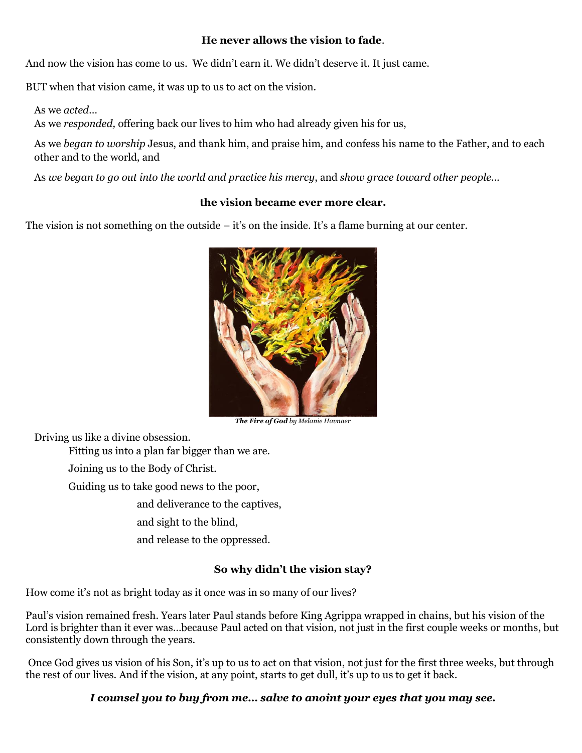**He never allows the vision to fade**.

And now the vision has come to us. We didn't earn it. We didn't deserve it. It just came.

BUT when that vision came, it was up to us to act on the vision.

As we *acted*…
As we *responded,* offering back our lives to him who had already given his for us,

As we *began to worship* Jesus, and thank him, and praise him, and confess his name to the Father, and to each other and to the world, and

As *we began to go out into the world and practice his mercy,* and *show grace toward other people*…

**the vision became ever more clear.**

The vision is not something on the outside – it's on the inside. It's a flame burning at our center.

***The Fire of God*** *by Melanie Havnaer*

Driving us like a divine obsession.
Fitting us into a plan far bigger than we are.
Joining us to the Body of Christ.
Guiding us to take good news to the poor,
and deliverance to the captives,
and sight to the blind,
and release to the oppressed.

**So why didn't the vision stay?**

How come it's not as bright today as it once was in so many of our lives?

Paul's vision remained fresh. Years later Paul stands before King Agrippa wrapped in chains, but his vision of the Lord is brighter than it ever was…because Paul acted on that vision, not just in the first couple weeks or months, but consistently down through the years.

Once God gives us vision of his Son, it's up to us to act on that vision, not just for the first three weeks, but through the rest of our lives. And if the vision, at any point, starts to get dull, it's up to us to get it back.

***I counsel you to buy from me… salve to anoint your eyes that you may see.***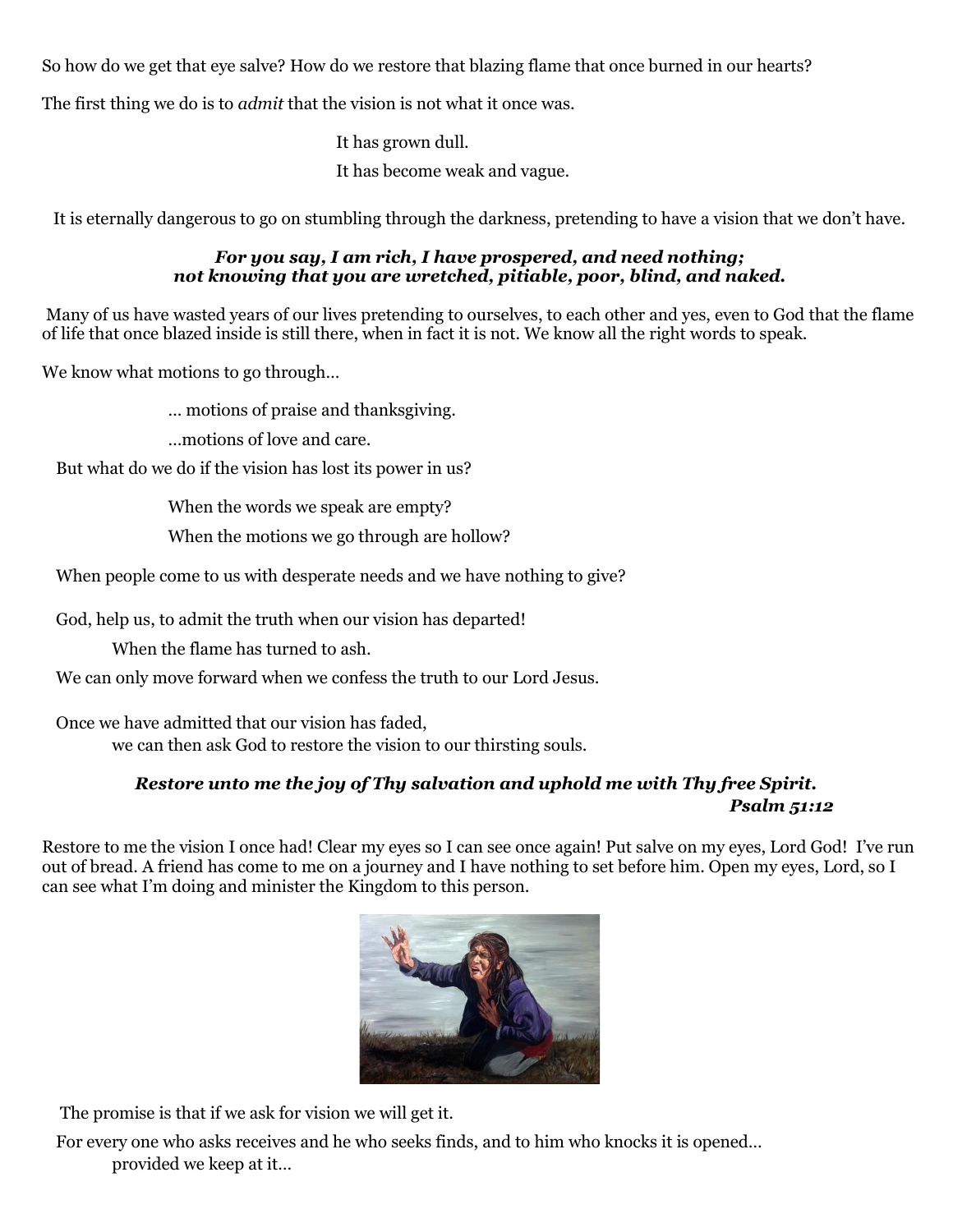So how do we get that eye salve? How do we restore that blazing flame that once burned in our hearts?

The first thing we do is to *admit* that the vision is not what it once was.

It has grown dull.

It has become weak and vague.

It is eternally dangerous to go on stumbling through the darkness, pretending to have a vision that we don't have.

***For you say, I am rich, I have prospered, and need nothing;***
***not knowing that you are wretched, pitiable, poor, blind, and naked.***

Many of us have wasted years of our lives pretending to ourselves, to each other and yes, even to God that the flame of life that once blazed inside is still there, when in fact it is not. We know all the right words to speak.

We know what motions to go through…

… motions of praise and thanksgiving.

…motions of love and care.

But what do we do if the vision has lost its power in us?

When the words we speak are empty?

When the motions we go through are hollow?

When people come to us with desperate needs and we have nothing to give?

God, help us, to admit the truth when our vision has departed!

When the flame has turned to ash.

We can only move forward when we confess the truth to our Lord Jesus.

Once we have admitted that our vision has faded,
we can then ask God to restore the vision to our thirsting souls.

***Restore unto me the joy of Thy salvation and uphold me with Thy free Spirit.***
***Psalm 51:12***

Restore to me the vision I once had! Clear my eyes so I can see once again! Put salve on my eyes, Lord God! I've run out of bread. A friend has come to me on a journey and I have nothing to set before him. Open my eyes, Lord, so I can see what I'm doing and minister the Kingdom to this person.

The promise is that if we ask for vision we will get it.

For every one who asks receives and he who seeks finds, and to him who knocks it is opened…
provided we keep at it…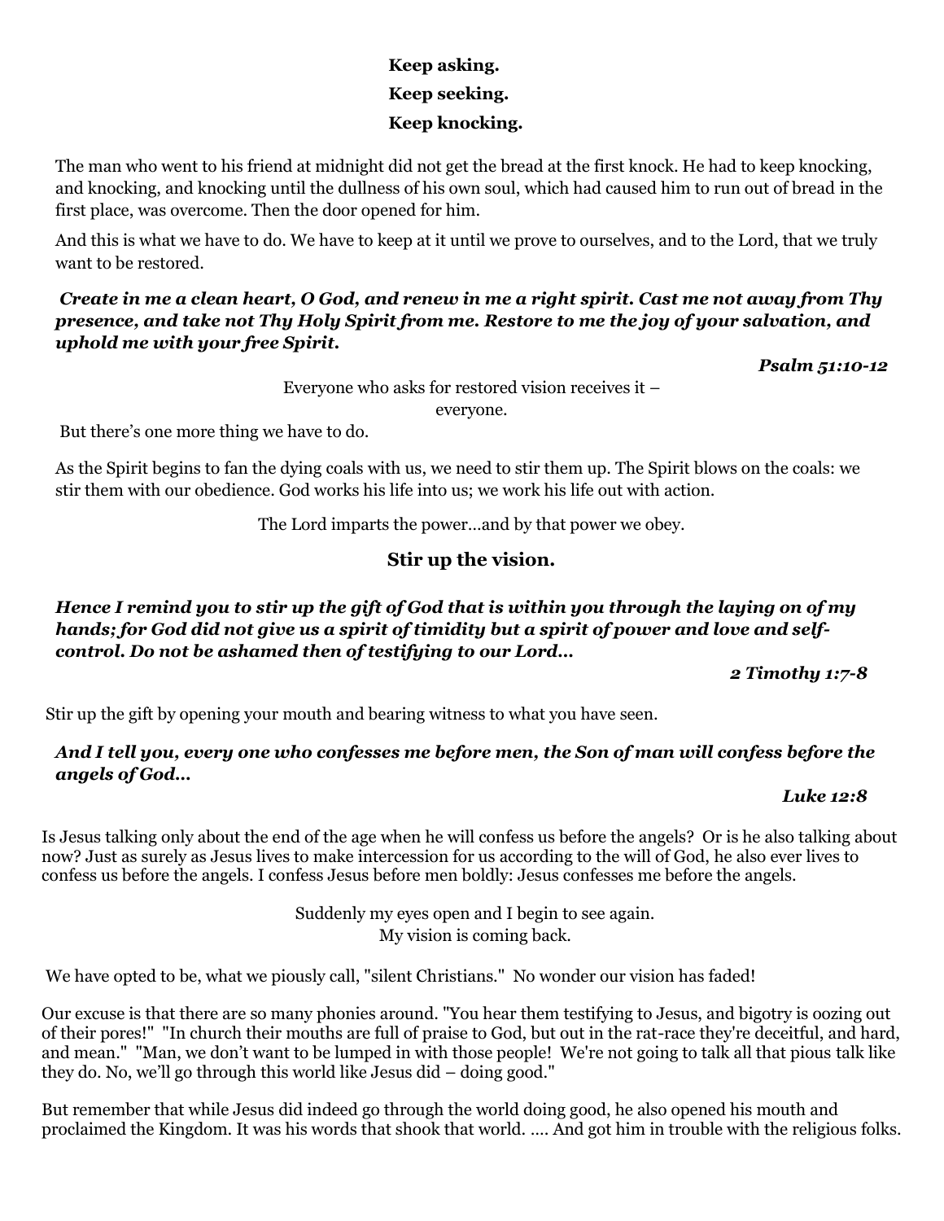**Keep asking.**

**Keep seeking.**

**Keep knocking.**

The man who went to his friend at midnight did not get the bread at the first knock. He had to keep knocking, and knocking, and knocking until the dullness of his own soul, which had caused him to run out of bread in the first place, was overcome. Then the door opened for him.

And this is what we have to do. We have to keep at it until we prove to ourselves, and to the Lord, that we truly want to be restored.

***Create in me a clean heart, O God, and renew in me a right spirit. Cast me not away from Thy presence, and take not Thy Holy Spirit from me. Restore to me the joy of your salvation, and uphold me with your free Spirit.***

***Psalm 51:10-12***

Everyone who asks for restored vision receives it –
everyone.

But there's one more thing we have to do.

As the Spirit begins to fan the dying coals with us, we need to stir them up. The Spirit blows on the coals: we stir them with our obedience. God works his life into us; we work his life out with action.

The Lord imparts the power…and by that power we obey.

**Stir up the vision.**

***Hence I remind you to stir up the gift of God that is within you through the laying on of my hands; for God did not give us a spirit of timidity but a spirit of power and love and self-control. Do not be ashamed then of testifying to our Lord…***

***2 Timothy 1:7-8***

Stir up the gift by opening your mouth and bearing witness to what you have seen.

***And I tell you, every one who confesses me before men, the Son of man will confess before the angels of God…***

***Luke 12:8***

Is Jesus talking only about the end of the age when he will confess us before the angels? Or is he also talking about now? Just as surely as Jesus lives to make intercession for us according to the will of God, he also ever lives to confess us before the angels. I confess Jesus before men boldly: Jesus confesses me before the angels.

Suddenly my eyes open and I begin to see again.
My vision is coming back.

We have opted to be, what we piously call, "silent Christians." No wonder our vision has faded!

Our excuse is that there are so many phonies around. "You hear them testifying to Jesus, and bigotry is oozing out of their pores!" "In church their mouths are full of praise to God, but out in the rat-race they're deceitful, and hard, and mean." "Man, we don't want to be lumped in with those people! We're not going to talk all that pious talk like they do. No, we'll go through this world like Jesus did – doing good."

But remember that while Jesus did indeed go through the world doing good, he also opened his mouth and proclaimed the Kingdom. It was his words that shook that world. …. And got him in trouble with the religious folks.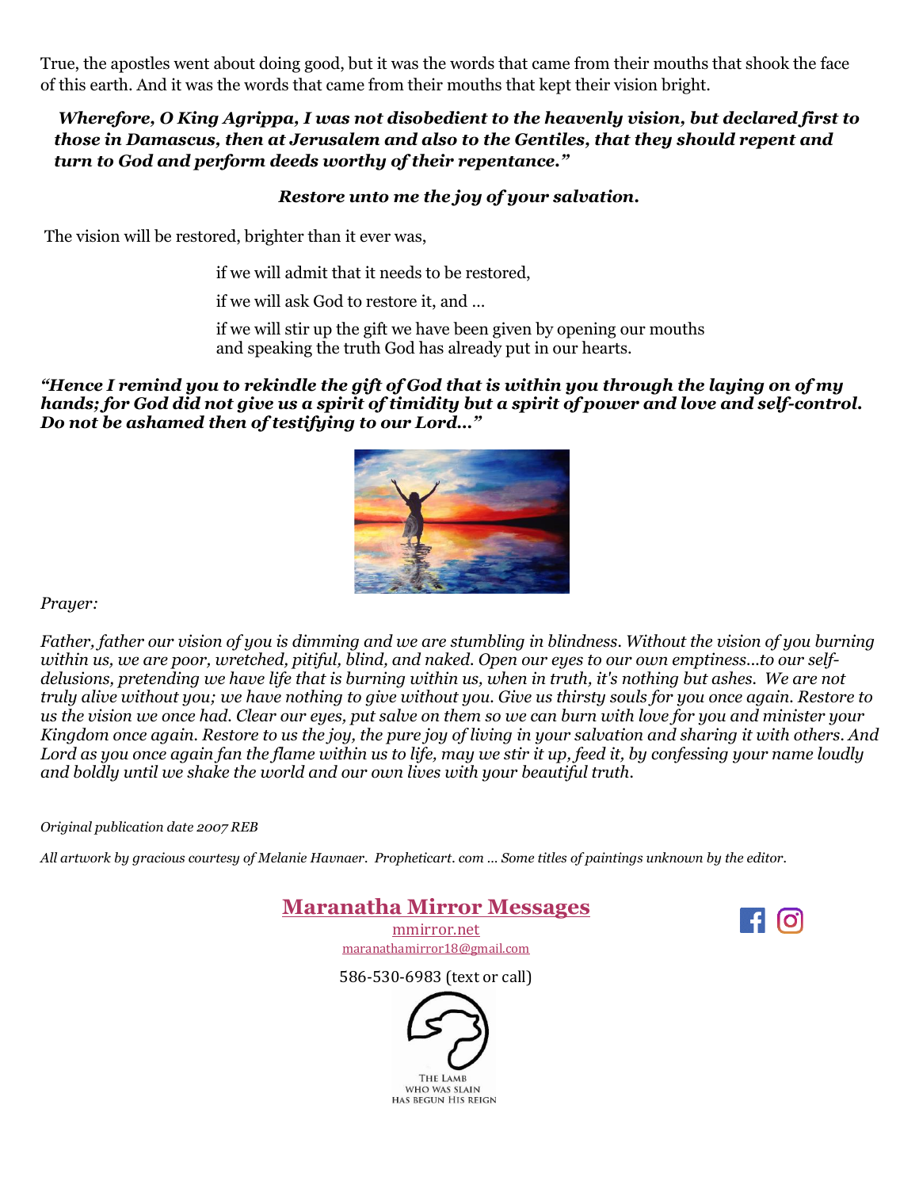True, the apostles went about doing good, but it was the words that came from their mouths that shook the face of this earth. And it was the words that came from their mouths that kept their vision bright.

***Wherefore, O King Agrippa, I was not disobedient to the heavenly vision, but declared first to those in Damascus, then at Jerusalem and also to the Gentiles, that they should repent and turn to God and perform deeds worthy of their repentance."***

***Restore unto me the joy of your salvation.***

The vision will be restored, brighter than it ever was,

if we will admit that it needs to be restored,

if we will ask God to restore it, and …

if we will stir up the gift we have been given by opening our mouths and speaking the truth God has already put in our hearts.

***"Hence I remind you to rekindle the gift of God that is within you through the laying on of my hands; for God did not give us a spirit of timidity but a spirit of power and love and self-control. Do not be ashamed then of testifying to our Lord…"***

*Prayer:*

*Father, father our vision of you is dimming and we are stumbling in blindness. Without the vision of you burning within us, we are poor, wretched, pitiful, blind, and naked. Open our eyes to our own emptiness…to our self-delusions, pretending we have life that is burning within us, when in truth, it's nothing but ashes. We are not truly alive without you; we have nothing to give without you. Give us thirsty souls for you once again. Restore to us the vision we once had. Clear our eyes, put salve on them so we can burn with love for you and minister your Kingdom once again. Restore to us the joy, the pure joy of living in your salvation and sharing it with others. And Lord as you once again fan the flame within us to life, may we stir it up, feed it, by confessing your name loudly and boldly until we shake the world and our own lives with your beautiful truth.*

*Original publication date 2007 REB*

*All artwork by gracious courtesy of Melanie Havnaer. Propheticart. com … Some titles of paintings unknown by the editor.*

**Maranatha Mirror Messages**

mmirror.net

maranathamirror18@gmail.com

586-530-6983 (text or call)

THE LAMB WHO WAS SLAIN HAS BEGUN HIS REIGN